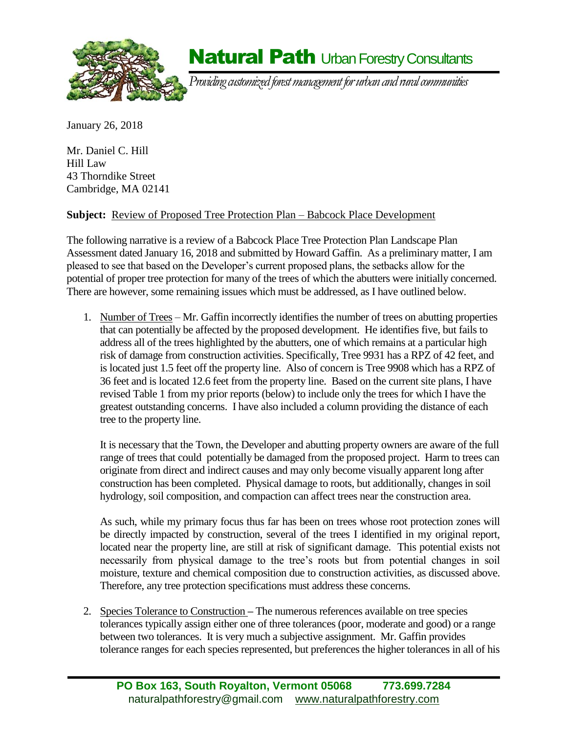# Natural Path Urban Forestry Consultants

*Providing customized forest management for urban and rural communities*

January 26, 2018

Mr. Daniel C. Hill
Hill Law
43 Thorndike Street
Cambridge, MA 02141

**Subject:** Review of Proposed Tree Protection Plan – Babcock Place Development

The following narrative is a review of a Babcock Place Tree Protection Plan Landscape Plan Assessment dated January 16, 2018 and submitted by Howard Gaffin. As a preliminary matter, I am pleased to see that based on the Developer's current proposed plans, the setbacks allow for the potential of proper tree protection for many of the trees of which the abutters were initially concerned. There are however, some remaining issues which must be addressed, as I have outlined below.

1. Number of Trees – Mr. Gaffin incorrectly identifies the number of trees on abutting properties that can potentially be affected by the proposed development. He identifies five, but fails to address all of the trees highlighted by the abutters, one of which remains at a particular high risk of damage from construction activities. Specifically, Tree 9931 has a RPZ of 42 feet, and is located just 1.5 feet off the property line. Also of concern is Tree 9908 which has a RPZ of 36 feet and is located 12.6 feet from the property line. Based on the current site plans, I have revised Table 1 from my prior reports (below) to include only the trees for which I have the greatest outstanding concerns. I have also included a column providing the distance of each tree to the property line.

   It is necessary that the Town, the Developer and abutting property owners are aware of the full range of trees that could potentially be damaged from the proposed project. Harm to trees can originate from direct and indirect causes and may only become visually apparent long after construction has been completed. Physical damage to roots, but additionally, changes in soil hydrology, soil composition, and compaction can affect trees near the construction area.

   As such, while my primary focus thus far has been on trees whose root protection zones will be directly impacted by construction, several of the trees I identified in my original report, located near the property line, are still at risk of significant damage. This potential exists not necessarily from physical damage to the tree's roots but from potential changes in soil moisture, texture and chemical composition due to construction activities, as discussed above. Therefore, any tree protection specifications must address these concerns.

2. Species Tolerance to Construction – The numerous references available on tree species tolerances typically assign either one of three tolerances (poor, moderate and good) or a range between two tolerances. It is very much a subjective assignment. Mr. Gaffin provides tolerance ranges for each species represented, but preferences the higher tolerances in all of his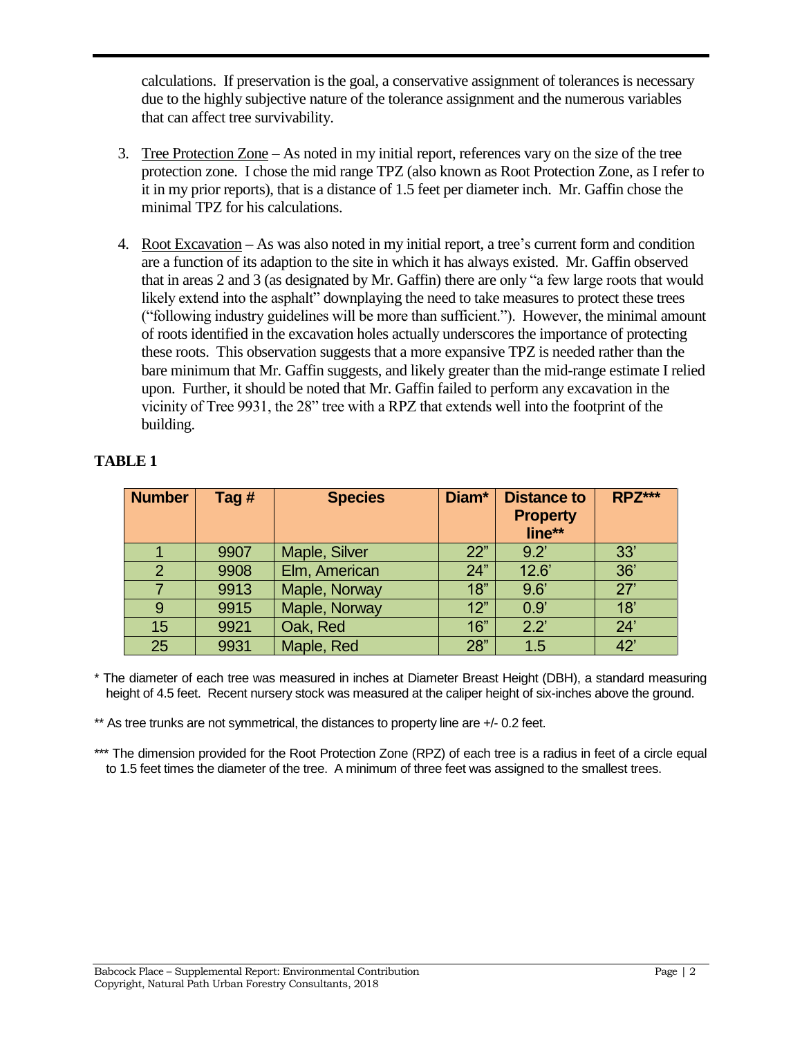calculations. If preservation is the goal, a conservative assignment of tolerances is necessary due to the highly subjective nature of the tolerance assignment and the numerous variables that can affect tree survivability.

3. Tree Protection Zone – As noted in my initial report, references vary on the size of the tree protection zone. I chose the mid range TPZ (also known as Root Protection Zone, as I refer to it in my prior reports), that is a distance of 1.5 feet per diameter inch. Mr. Gaffin chose the minimal TPZ for his calculations.

4. Root Excavation – As was also noted in my initial report, a tree's current form and condition are a function of its adaption to the site in which it has always existed. Mr. Gaffin observed that in areas 2 and 3 (as designated by Mr. Gaffin) there are only "a few large roots that would likely extend into the asphalt" downplaying the need to take measures to protect these trees ("following industry guidelines will be more than sufficient."). However, the minimal amount of roots identified in the excavation holes actually underscores the importance of protecting these roots. This observation suggests that a more expansive TPZ is needed rather than the bare minimum that Mr. Gaffin suggests, and likely greater than the mid-range estimate I relied upon. Further, it should be noted that Mr. Gaffin failed to perform any excavation in the vicinity of Tree 9931, the 28" tree with a RPZ that extends well into the footprint of the building.

**TABLE 1**

| Number | Tag # | Species | Diam* | Distance to Property line** | RPZ*** |
|---|---|---|---|---|---|
| 1 | 9907 | Maple, Silver | 22" | 9.2' | 33' |
| 2 | 9908 | Elm, American | 24" | 12.6' | 36' |
| 7 | 9913 | Maple, Norway | 18" | 9.6' | 27' |
| 9 | 9915 | Maple, Norway | 12" | 0.9' | 18' |
| 15 | 9921 | Oak, Red | 16" | 2.2' | 24' |
| 25 | 9931 | Maple, Red | 28" | 1.5 | 42' |

* The diameter of each tree was measured in inches at Diameter Breast Height (DBH), a standard measuring height of 4.5 feet. Recent nursery stock was measured at the caliper height of six-inches above the ground.

** As tree trunks are not symmetrical, the distances to property line are +/- 0.2 feet.

*** The dimension provided for the Root Protection Zone (RPZ) of each tree is a radius in feet of a circle equal to 1.5 feet times the diameter of the tree. A minimum of three feet was assigned to the smallest trees.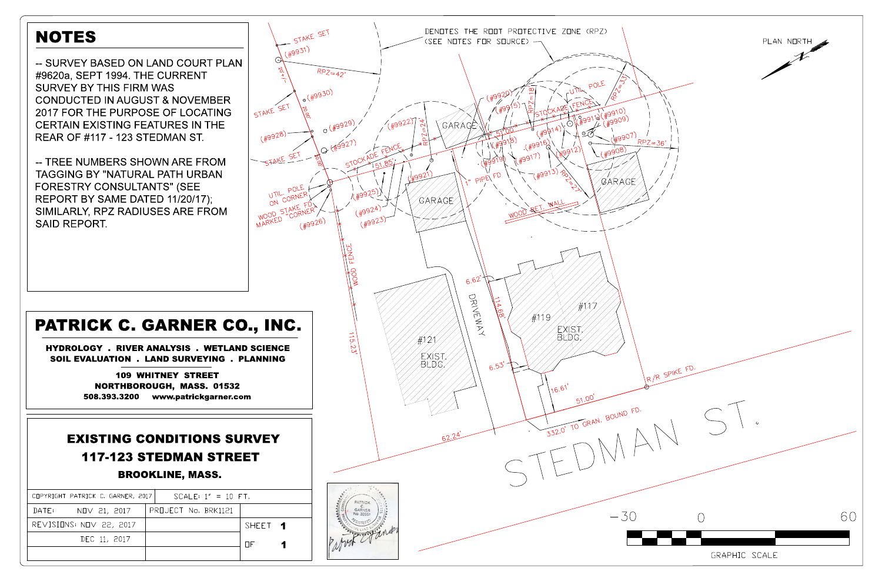## NOTES

-- SURVEY BASED ON LAND COURT PLAN #9620a, SEPT 1994. THE CURRENT SURVEY BY THIS FIRM WAS CONDUCTED IN AUGUST & NOVEMBER 2017 FOR THE PURPOSE OF LOCATING CERTAIN EXISTING FEATURES IN THE REAR OF #117 - 123 STEDMAN ST.

-- TREE NUMBERS SHOWN ARE FROM TAGGING BY "NATURAL PATH URBAN FORESTRY CONSULTANTS" (SEE REPORT BY SAME DATED 11/20/17); SIMILARLY, RPZ RADIUSES ARE FROM SAID REPORT.

# PATRICK C. GARNER CO., INC.

**HYDROLOGY . RIVER ANALYSIS . WETLAND SCIENCE**
**SOIL EVALUATION . LAND SURVEYING . PLANNING**

**109 WHITNEY STREET**
**NORTHBOROUGH, MASS. 01532**
**508.393.3200 www.patrickgarner.com**

## EXISTING CONDITIONS SURVEY
## 117-123 STEDMAN STREET
### BROOKLINE, MASS.

| | | |
|---|---|---|
| COPYRIGHT PATRICK C. GARNER, 2017 | SCALE: 1" = 10 FT. | |
| DATE: NOV 21, 2017 | PROJECT No. BRK1121 | |
| REVISIONS: NOV 22, 2017 | | SHEET 1 |
| DEC 11, 2017 | | OF 1 |

DENOTES THE ROOT PROTECTIVE ZONE (RPZ) (SEE NOTES FOR SOURCE)

PLAN NORTH

STAKE SET (#9931)
RPZ=42'
(#9930)
STAKE SET
(#9929)
(#9928)
(#9927)
STAKE SET
(#9922)
RPZ=24'
STOCKADE FENCE
51.85'
UTIL. POLE ON CORNER
WOOD STAKE FD. MARKED "CORNER"
(#9926)
(#9925)
(#9924)
(#9923)
(#9921)
GARAGE
GARAGE
(#9920)
(#9915)
RPZ=18'
UTIL. POLE
STOCKADE FENCE
RPZ=33'
(#9919)
(#9918)
51.00'
(#9914)
(#9911)
(#9910)
(#9909)
(#9907)
RPZ=36'
(#9916)
(#9917)
(#9912)
(#9908)
(#9913)
RPZ=27'
1" PIPE FD
GARAGE
WOOD RET. WALL
WOOD FENCE
115.23'
6.62'
DRIVEWAY
114.68'
#121
EXIST. BLDG.
#119
#117
EXIST. BLDG.
6.53'
16.61'
51.00'
R/R SPIKE FD.
62.24'
332.0' TO GRAN. BOUND FD.
STEDMAN ST.

-30 0 60
GRAPHIC SCALE

PATRICK C. GARNER No. 32091 REGISTERED LAND SURVEYOR